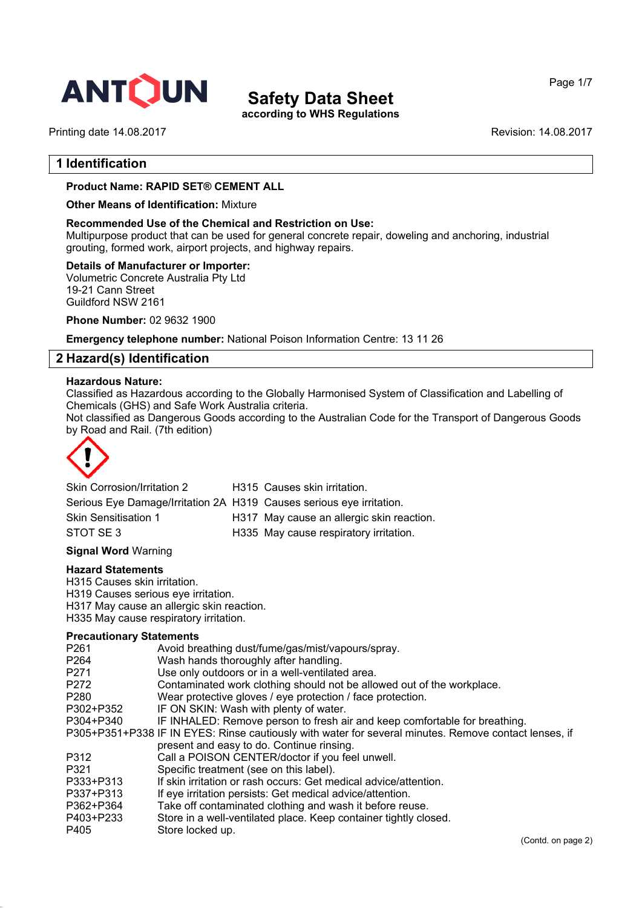# Safety Data Sheet

**according to WHS Regulations**

Printing date 14.08.2017

Revision: 14.08.2017

## 1 Identification

**Product Name: RAPID SET® CEMENT ALL**

**Other Means of Identification:** Mixture

**Recommended Use of the Chemical and Restriction on Use:**
Multipurpose product that can be used for general concrete repair, doweling and anchoring, industrial grouting, formed work, airport projects, and highway repairs.

**Details of Manufacturer or Importer:**
Volumetric Concrete Australia Pty Ltd
19-21 Cann Street
Guildford NSW 2161

**Phone Number:** 02 9632 1900

**Emergency telephone number:** National Poison Information Centre: 13 11 26

## 2 Hazard(s) Identification

**Hazardous Nature:**
Classified as Hazardous according to the Globally Harmonised System of Classification and Labelling of Chemicals (GHS) and Safe Work Australia criteria.
Not classified as Dangerous Goods according to the Australian Code for the Transport of Dangerous Goods by Road and Rail. (7th edition)

| | | |
|---|---|---|
| Skin Corrosion/Irritation 2 | H315 | Causes skin irritation. |
| Serious Eye Damage/Irritation 2A | H319 | Causes serious eye irritation. |
| Skin Sensitisation 1 | H317 | May cause an allergic skin reaction. |
| STOT SE 3 | H335 | May cause respiratory irritation. |

**Signal Word** Warning

**Hazard Statements**
H315 Causes skin irritation.
H319 Causes serious eye irritation.
H317 May cause an allergic skin reaction.
H335 May cause respiratory irritation.

**Precautionary Statements**

| | |
|---|---|
| P261 | Avoid breathing dust/fume/gas/mist/vapours/spray. |
| P264 | Wash hands thoroughly after handling. |
| P271 | Use only outdoors or in a well-ventilated area. |
| P272 | Contaminated work clothing should not be allowed out of the workplace. |
| P280 | Wear protective gloves / eye protection / face protection. |
| P302+P352 | IF ON SKIN: Wash with plenty of water. |
| P304+P340 | IF INHALED: Remove person to fresh air and keep comfortable for breathing. |
| P305+P351+P338 | IF IN EYES: Rinse cautiously with water for several minutes. Remove contact lenses, if present and easy to do. Continue rinsing. |
| P312 | Call a POISON CENTER/doctor if you feel unwell. |
| P321 | Specific treatment (see on this label). |
| P333+P313 | If skin irritation or rash occurs: Get medical advice/attention. |
| P337+P313 | If eye irritation persists: Get medical advice/attention. |
| P362+P364 | Take off contaminated clothing and wash it before reuse. |
| P403+P233 | Store in a well-ventilated place. Keep container tightly closed. |
| P405 | Store locked up. |

(Contd. on page 2)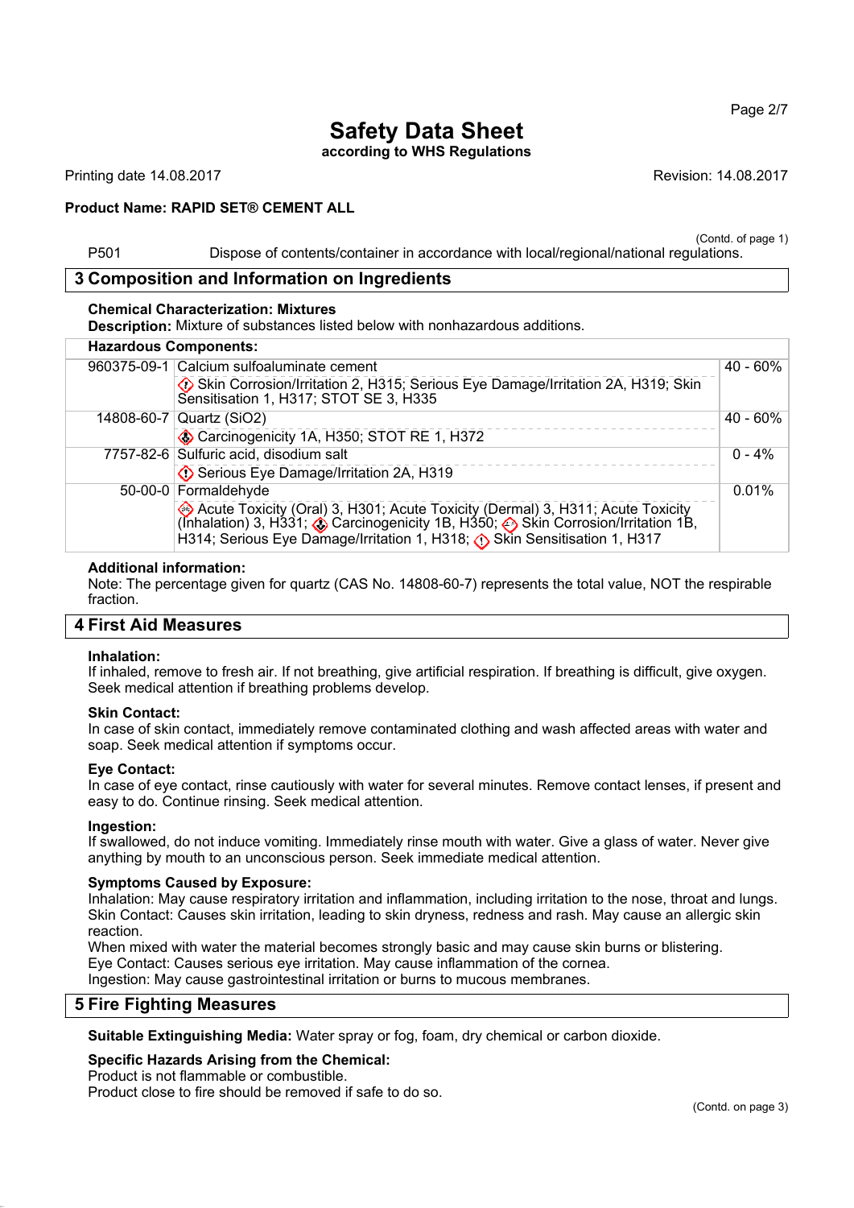**Safety Data Sheet**
**according to WHS Regulations**

Printing date 14.08.2017 Revision: 14.08.2017

**Product Name: RAPID SET® CEMENT ALL**

(Contd. of page 1)

P501 Dispose of contents/container in accordance with local/regional/national regulations.

## 3 Composition and Information on Ingredients

**Chemical Characterization: Mixtures**

**Description:** Mixture of substances listed below with nonhazardous additions.

| **Hazardous Components:** | | |
|---|---|---|
| 960375-09-1 | Calcium sulfoaluminate cement<br>Skin Corrosion/Irritation 2, H315; Serious Eye Damage/Irritation 2A, H319; Skin Sensitisation 1, H317; STOT SE 3, H335 | 40 - 60% |
| 14808-60-7 | Quartz ($SiO_2$)<br>Carcinogenicity 1A, H350; STOT RE 1, H372 | 40 - 60% |
| 7757-82-6 | Sulfuric acid, disodium salt<br>Serious Eye Damage/Irritation 2A, H319 | 0 - 4% |
| 50-00-0 | Formaldehyde<br>Acute Toxicity (Oral) 3, H301; Acute Toxicity (Dermal) 3, H311; Acute Toxicity (Inhalation) 3, H331; Carcinogenicity 1B, H350; Skin Corrosion/Irritation 1B, H314; Serious Eye Damage/Irritation 1, H318; Skin Sensitisation 1, H317 | 0.01% |

**Additional information:**
Note: The percentage given for quartz (CAS No. 14808-60-7) represents the total value, NOT the respirable fraction.

## 4 First Aid Measures

**Inhalation:**
If inhaled, remove to fresh air. If not breathing, give artificial respiration. If breathing is difficult, give oxygen. Seek medical attention if breathing problems develop.

**Skin Contact:**
In case of skin contact, immediately remove contaminated clothing and wash affected areas with water and soap. Seek medical attention if symptoms occur.

**Eye Contact:**
In case of eye contact, rinse cautiously with water for several minutes. Remove contact lenses, if present and easy to do. Continue rinsing. Seek medical attention.

**Ingestion:**
If swallowed, do not induce vomiting. Immediately rinse mouth with water. Give a glass of water. Never give anything by mouth to an unconscious person. Seek immediate medical attention.

**Symptoms Caused by Exposure:**
Inhalation: May cause respiratory irritation and inflammation, including irritation to the nose, throat and lungs.
Skin Contact: Causes skin irritation, leading to skin dryness, redness and rash. May cause an allergic skin reaction.
When mixed with water the material becomes strongly basic and may cause skin burns or blistering.
Eye Contact: Causes serious eye irritation. May cause inflammation of the cornea.
Ingestion: May cause gastrointestinal irritation or burns to mucous membranes.

## 5 Fire Fighting Measures

**Suitable Extinguishing Media:** Water spray or fog, foam, dry chemical or carbon dioxide.

**Specific Hazards Arising from the Chemical:**
Product is not flammable or combustible.
Product close to fire should be removed if safe to do so.

(Contd. on page 3)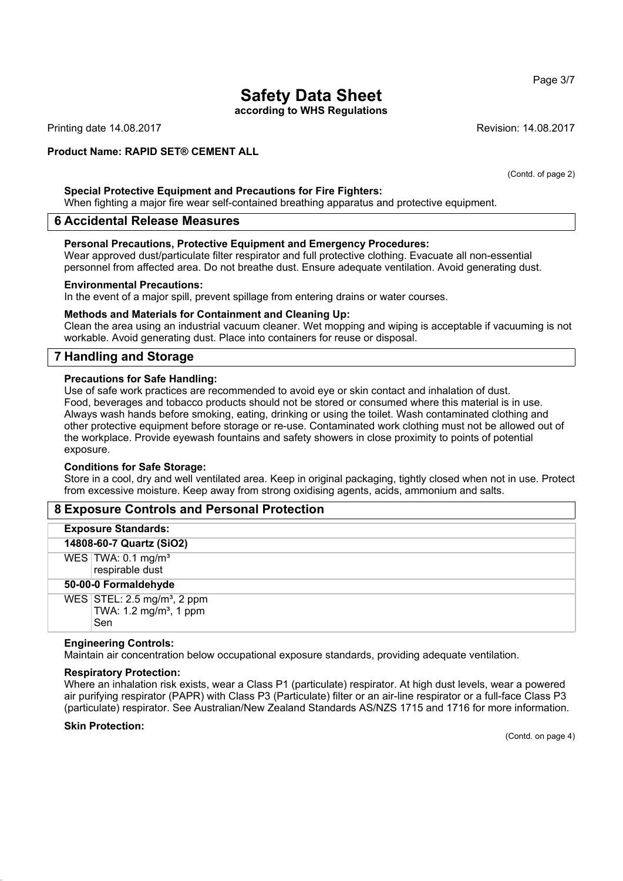(Contd. of page 2)

**Special Protective Equipment and Precautions for Fire Fighters:**
When fighting a major fire wear self-contained breathing apparatus and protective equipment.

## 6 Accidental Release Measures

**Personal Precautions, Protective Equipment and Emergency Procedures:**
Wear approved dust/particulate filter respirator and full protective clothing. Evacuate all non-essential personnel from affected area. Do not breathe dust. Ensure adequate ventilation. Avoid generating dust.

**Environmental Precautions:**
In the event of a major spill, prevent spillage from entering drains or water courses.

**Methods and Materials for Containment and Cleaning Up:**
Clean the area using an industrial vacuum cleaner. Wet mopping and wiping is acceptable if vacuuming is not workable. Avoid generating dust. Place into containers for reuse or disposal.

## 7 Handling and Storage

**Precautions for Safe Handling:**
Use of safe work practices are recommended to avoid eye or skin contact and inhalation of dust.
Food, beverages and tobacco products should not be stored or consumed where this material is in use. Always wash hands before smoking, eating, drinking or using the toilet. Wash contaminated clothing and other protective equipment before storage or re-use. Contaminated work clothing must not be allowed out of the workplace. Provide eyewash fountains and safety showers in close proximity to points of potential exposure.

**Conditions for Safe Storage:**
Store in a cool, dry and well ventilated area. Keep in original packaging, tightly closed when not in use. Protect from excessive moisture. Keep away from strong oxidising agents, acids, ammonium and salts.

## 8 Exposure Controls and Personal Protection

**Exposure Standards:**

| **14808-60-7 Quartz ($SiO_2$)** | |
|---|---|
| WES | TWA: 0.1 mg/m³<br>respirable dust |
| **50-00-0 Formaldehyde** | |
| WES | STEL: 2.5 mg/m³, 2 ppm<br>TWA: 1.2 mg/m³, 1 ppm<br>Sen |

**Engineering Controls:**
Maintain air concentration below occupational exposure standards, providing adequate ventilation.

**Respiratory Protection:**
Where an inhalation risk exists, wear a Class P1 (particulate) respirator. At high dust levels, wear a powered air purifying respirator (PAPR) with Class P3 (Particulate) filter or an air-line respirator or a full-face Class P3 (particulate) respirator. See Australian/New Zealand Standards AS/NZS 1715 and 1716 for more information.

**Skin Protection:**

(Contd. on page 4)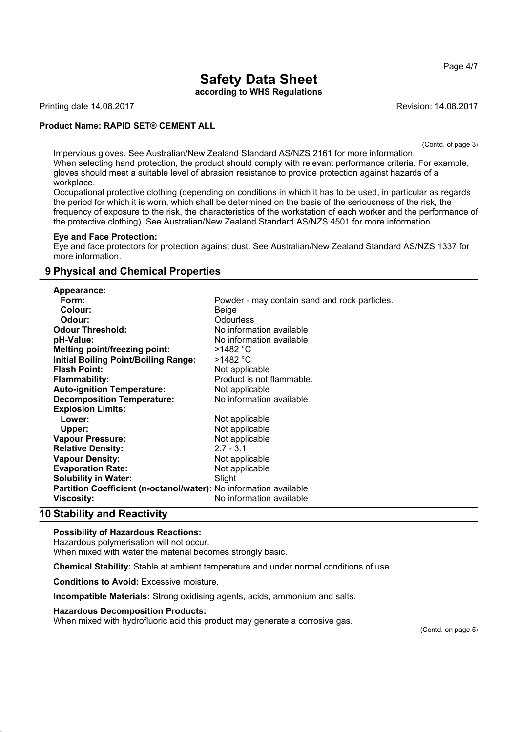# Safety Data Sheet

**according to WHS Regulations**

Printing date 14.08.2017 Revision: 14.08.2017

**Product Name: RAPID SET® CEMENT ALL**

(Contd. of page 3)

Impervious gloves. See Australian/New Zealand Standard AS/NZS 2161 for more information.
When selecting hand protection, the product should comply with relevant performance criteria. For example, gloves should meet a suitable level of abrasion resistance to provide protection against hazards of a workplace.
Occupational protective clothing (depending on conditions in which it has to be used, in particular as regards the period for which it is worn, which shall be determined on the basis of the seriousness of the risk, the frequency of exposure to the risk, the characteristics of the workstation of each worker and the performance of the protective clothing). See Australian/New Zealand Standard AS/NZS 4501 for more information.

**Eye and Face Protection:**
Eye and face protectors for protection against dust. See Australian/New Zealand Standard AS/NZS 1337 for more information.

## 9 Physical and Chemical Properties

| | |
|---|---|
| **Appearance:** | |
| **Form:** | Powder - may contain sand and rock particles. |
| **Colour:** | Beige |
| **Odour:** | Odourless |
| **Odour Threshold:** | No information available |
| **pH-Value:** | No information available |
| **Melting point/freezing point:** | >1482 °C |
| **Initial Boiling Point/Boiling Range:** | >1482 °C |
| **Flash Point:** | Not applicable |
| **Flammability:** | Product is not flammable. |
| **Auto-ignition Temperature:** | Not applicable |
| **Decomposition Temperature:** | No information available |
| **Explosion Limits:** | |
| **Lower:** | Not applicable |
| **Upper:** | Not applicable |
| **Vapour Pressure:** | Not applicable |
| **Relative Density:** | 2.7 - 3.1 |
| **Vapour Density:** | Not applicable |
| **Evaporation Rate:** | Not applicable |
| **Solubility in Water:** | Slight |
| **Partition Coefficient (n-octanol/water):** | No information available |
| **Viscosity:** | No information available |

## 10 Stability and Reactivity

**Possibility of Hazardous Reactions:**
Hazardous polymerisation will not occur.
When mixed with water the material becomes strongly basic.

**Chemical Stability:** Stable at ambient temperature and under normal conditions of use.

**Conditions to Avoid:** Excessive moisture.

**Incompatible Materials:** Strong oxidising agents, acids, ammonium and salts.

**Hazardous Decomposition Products:**
When mixed with hydrofluoric acid this product may generate a corrosive gas.

(Contd. on page 5)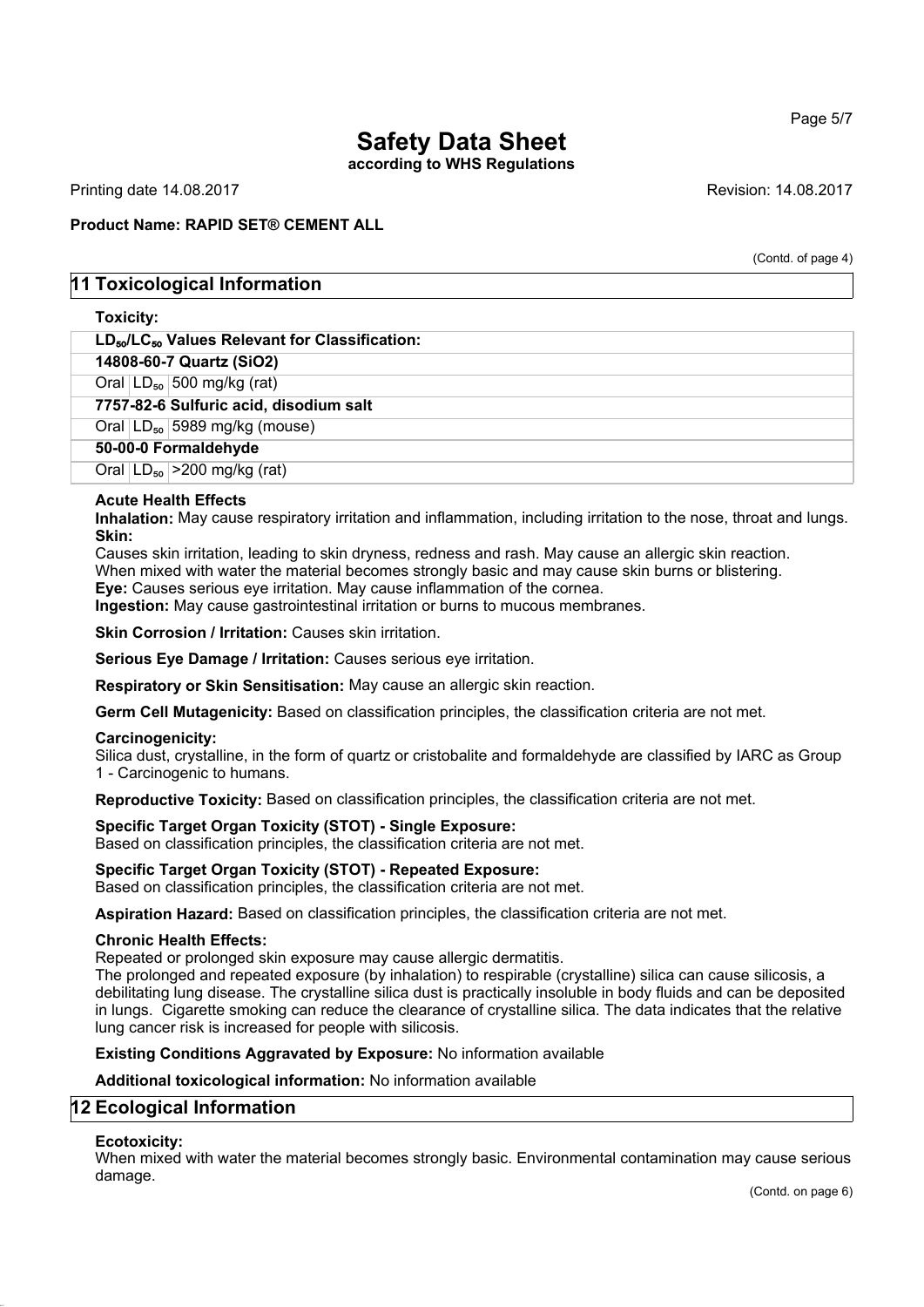# Safety Data Sheet

**according to WHS Regulations**

Printing date 14.08.2017 Revision: 14.08.2017

**Product Name: RAPID SET® CEMENT ALL**

(Contd. of page 4)

## 11 Toxicological Information

**Toxicity:**

| $LD_{50}/LC_{50}$ Values Relevant for Classification: | | |
|---|---|---|
| **14808-60-7 Quartz (SiO2)** | | |
| Oral | $LD_{50}$ | 500 mg/kg (rat) |
| **7757-82-6 Sulfuric acid, disodium salt** | | |
| Oral | $LD_{50}$ | 5989 mg/kg (mouse) |
| **50-00-0 Formaldehyde** | | |
| Oral | $LD_{50}$ | >200 mg/kg (rat) |

**Acute Health Effects**

**Inhalation:** May cause respiratory irritation and inflammation, including irritation to the nose, throat and lungs.

**Skin:**

Causes skin irritation, leading to skin dryness, redness and rash. May cause an allergic skin reaction.
When mixed with water the material becomes strongly basic and may cause skin burns or blistering.

**Eye:** Causes serious eye irritation. May cause inflammation of the cornea.

**Ingestion:** May cause gastrointestinal irritation or burns to mucous membranes.

**Skin Corrosion / Irritation:** Causes skin irritation.

**Serious Eye Damage / Irritation:** Causes serious eye irritation.

**Respiratory or Skin Sensitisation:** May cause an allergic skin reaction.

**Germ Cell Mutagenicity:** Based on classification principles, the classification criteria are not met.

**Carcinogenicity:**

Silica dust, crystalline, in the form of quartz or cristobalite and formaldehyde are classified by IARC as Group 1 - Carcinogenic to humans.

**Reproductive Toxicity:** Based on classification principles, the classification criteria are not met.

**Specific Target Organ Toxicity (STOT) - Single Exposure:**

Based on classification principles, the classification criteria are not met.

**Specific Target Organ Toxicity (STOT) - Repeated Exposure:**

Based on classification principles, the classification criteria are not met.

**Aspiration Hazard:** Based on classification principles, the classification criteria are not met.

**Chronic Health Effects:**

Repeated or prolonged skin exposure may cause allergic dermatitis.

The prolonged and repeated exposure (by inhalation) to respirable (crystalline) silica can cause silicosis, a debilitating lung disease. The crystalline silica dust is practically insoluble in body fluids and can be deposited in lungs. Cigarette smoking can reduce the clearance of crystalline silica. The data indicates that the relative lung cancer risk is increased for people with silicosis.

**Existing Conditions Aggravated by Exposure:** No information available

**Additional toxicological information:** No information available

## 12 Ecological Information

**Ecotoxicity:**

When mixed with water the material becomes strongly basic. Environmental contamination may cause serious damage.

(Contd. on page 6)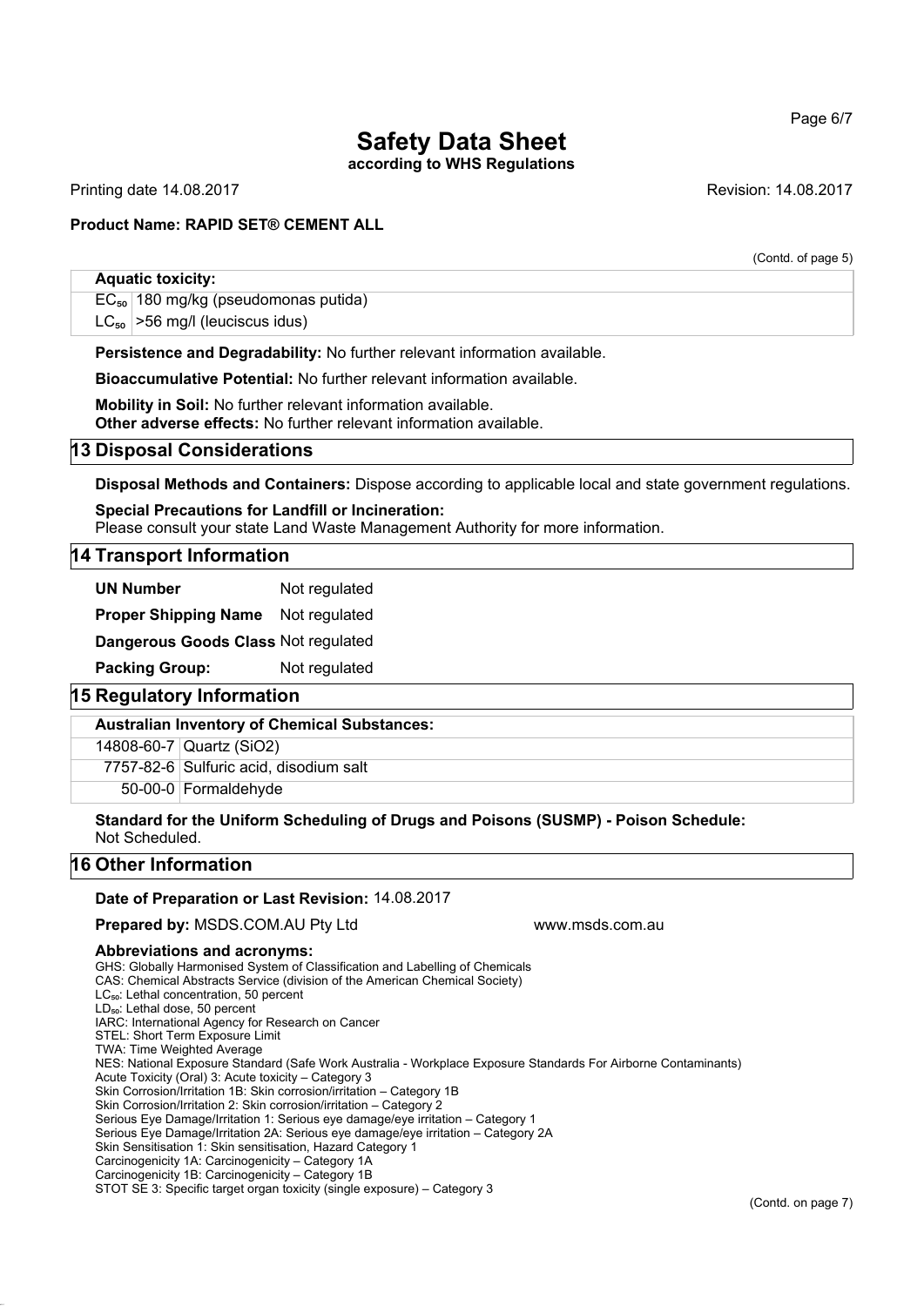(Contd. of page 5)

**Aquatic toxicity:**

| | |
|---|---|
| $EC_{50}$ | 180 mg/kg (pseudomonas putida) |
| $LC_{50}$ | >56 mg/l (leuciscus idus) |

**Persistence and Degradability:** No further relevant information available.

**Bioaccumulative Potential:** No further relevant information available.

**Mobility in Soil:** No further relevant information available.
**Other adverse effects:** No further relevant information available.

## 13 Disposal Considerations

**Disposal Methods and Containers:** Dispose according to applicable local and state government regulations.

**Special Precautions for Landfill or Incineration:**
Please consult your state Land Waste Management Authority for more information.

## 14 Transport Information

| | |
|---|---|
| **UN Number** | Not regulated |
| **Proper Shipping Name** | Not regulated |
| **Dangerous Goods Class** | Not regulated |
| **Packing Group:** | Not regulated |

## 15 Regulatory Information

**Australian Inventory of Chemical Substances:**

| | |
|---|---|
| 14808-60-7 | Quartz ($SiO_2$) |
| 7757-82-6 | Sulfuric acid, disodium salt |
| 50-00-0 | Formaldehyde |

**Standard for the Uniform Scheduling of Drugs and Poisons (SUSMP) - Poison Schedule:**
Not Scheduled.

## 16 Other Information

**Date of Preparation or Last Revision:** 14.08.2017

**Prepared by:** MSDS.COM.AU Pty Ltd www.msds.com.au

**Abbreviations and acronyms:**
GHS: Globally Harmonised System of Classification and Labelling of Chemicals
CAS: Chemical Abstracts Service (division of the American Chemical Society)
$LC_{50}$: Lethal concentration, 50 percent
$LD_{50}$: Lethal dose, 50 percent
IARC: International Agency for Research on Cancer
STEL: Short Term Exposure Limit
TWA: Time Weighted Average
NES: National Exposure Standard (Safe Work Australia - Workplace Exposure Standards For Airborne Contaminants)
Acute Toxicity (Oral) 3: Acute toxicity – Category 3
Skin Corrosion/Irritation 1B: Skin corrosion/irritation – Category 1B
Skin Corrosion/Irritation 2: Skin corrosion/irritation – Category 2
Serious Eye Damage/Irritation 1: Serious eye damage/eye irritation – Category 1
Serious Eye Damage/Irritation 2A: Serious eye damage/eye irritation – Category 2A
Skin Sensitisation 1: Skin sensitisation, Hazard Category 1
Carcinogenicity 1A: Carcinogenicity – Category 1A
Carcinogenicity 1B: Carcinogenicity – Category 1B
STOT SE 3: Specific target organ toxicity (single exposure) – Category 3

(Contd. on page 7)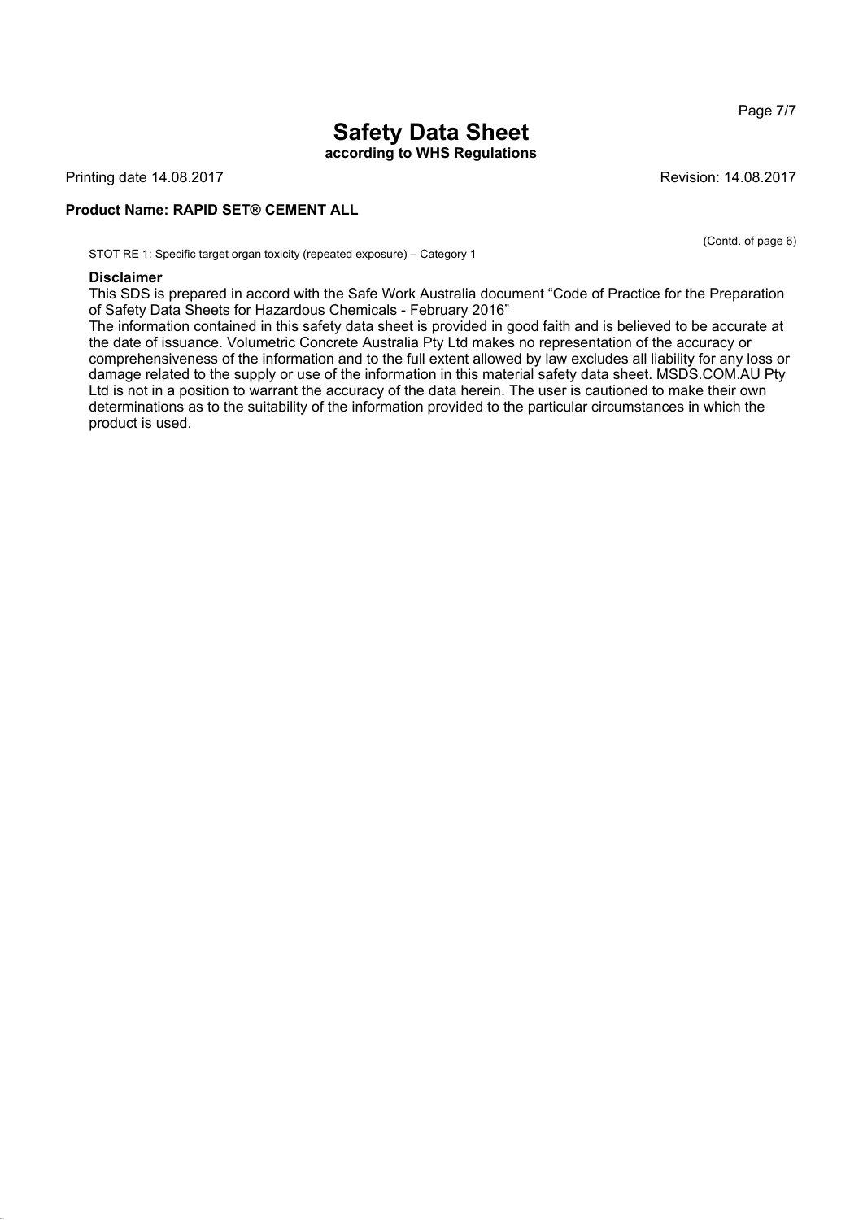STOT RE 1: Specific target organ toxicity (repeated exposure) – Category 1

**Disclaimer**

This SDS is prepared in accord with the Safe Work Australia document "Code of Practice for the Preparation of Safety Data Sheets for Hazardous Chemicals - February 2016"

The information contained in this safety data sheet is provided in good faith and is believed to be accurate at the date of issuance. Volumetric Concrete Australia Pty Ltd makes no representation of the accuracy or comprehensiveness of the information and to the full extent allowed by law excludes all liability for any loss or damage related to the supply or use of the information in this material safety data sheet. MSDS.COM.AU Pty Ltd is not in a position to warrant the accuracy of the data herein. The user is cautioned to make their own determinations as to the suitability of the information provided to the particular circumstances in which the product is used.